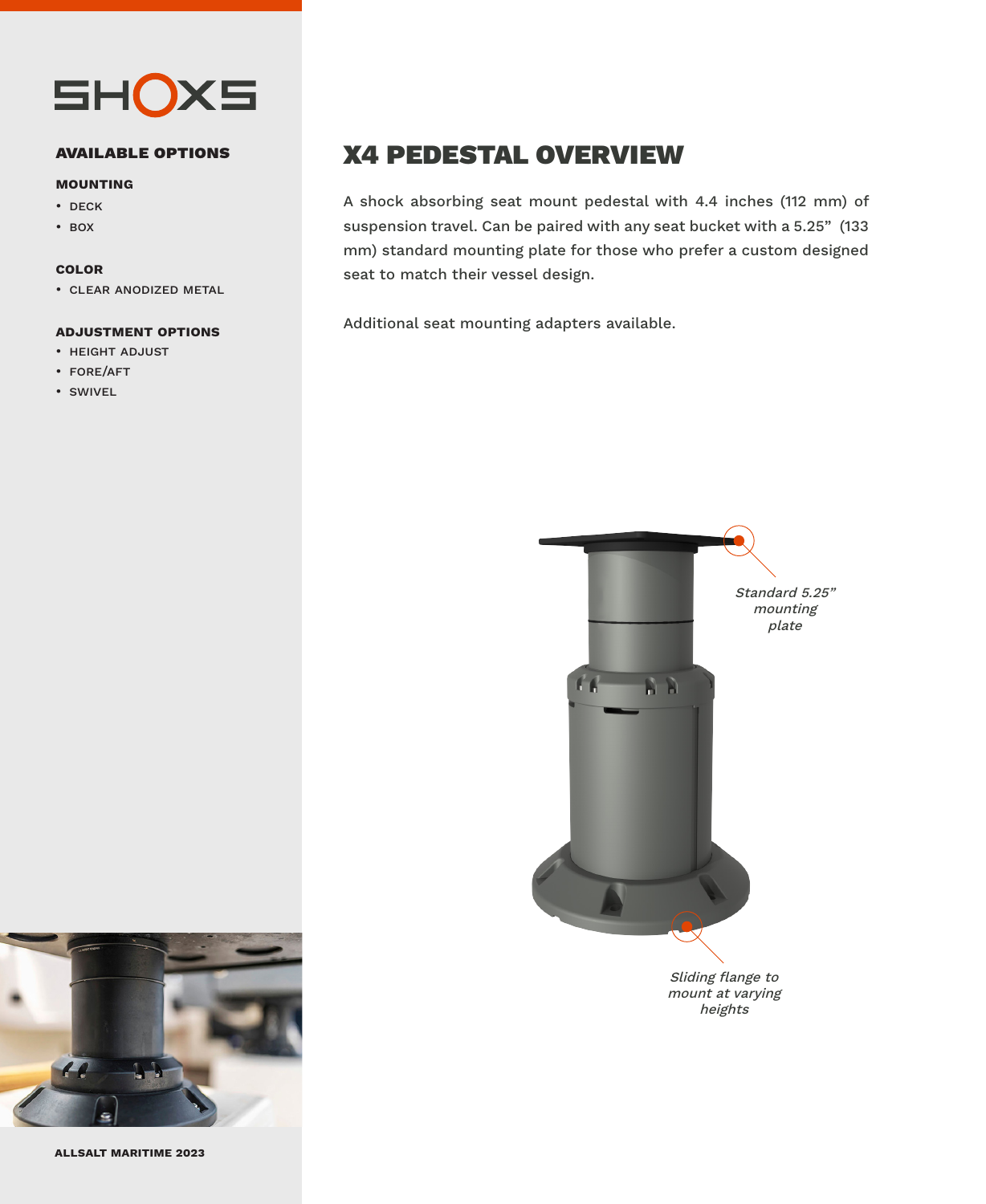SHOXS

## AVAILABLE OPTIONS

### MOUNTING

- DECK
- BOX

### COLOR

- CLEAR ANODIZED METAL

### ADJUSTMENT OPTIONS

- HEIGHT ADJUST
- FORE/AFT
- SWIVEL

# X4 PEDESTAL OVERVIEW

A shock absorbing seat mount pedestal with 4.4 inches (112 mm) of suspension travel. Can be paired with any seat bucket with a 5.25” (133 mm) standard mounting plate for those who prefer a custom designed seat to match their vessel design.

Additional seat mounting adapters available.

*Standard 5.25” mounting plate*

*Sliding flange to mount at varying heights*

ALLSALT MARITIME 2023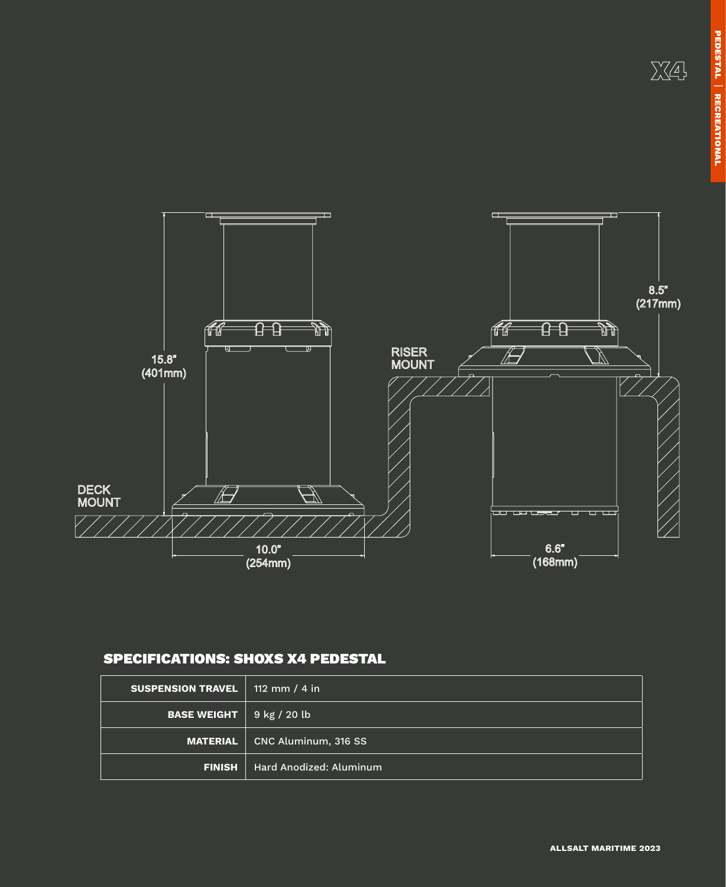X4

DECK MOUNT

15.8" (401mm)

10.0" (254mm)

RISER MOUNT

8.5" (217mm)

6.6" (168mm)

## SPECIFICATIONS: SHOXS X4 PEDESTAL

| | |
|---|---|
| **SUSPENSION TRAVEL** | 112 mm / 4 in |
| **BASE WEIGHT** | 9 kg / 20 lb |
| **MATERIAL** | CNC Aluminum, 316 SS |
| **FINISH** | Hard Anodized: Aluminum |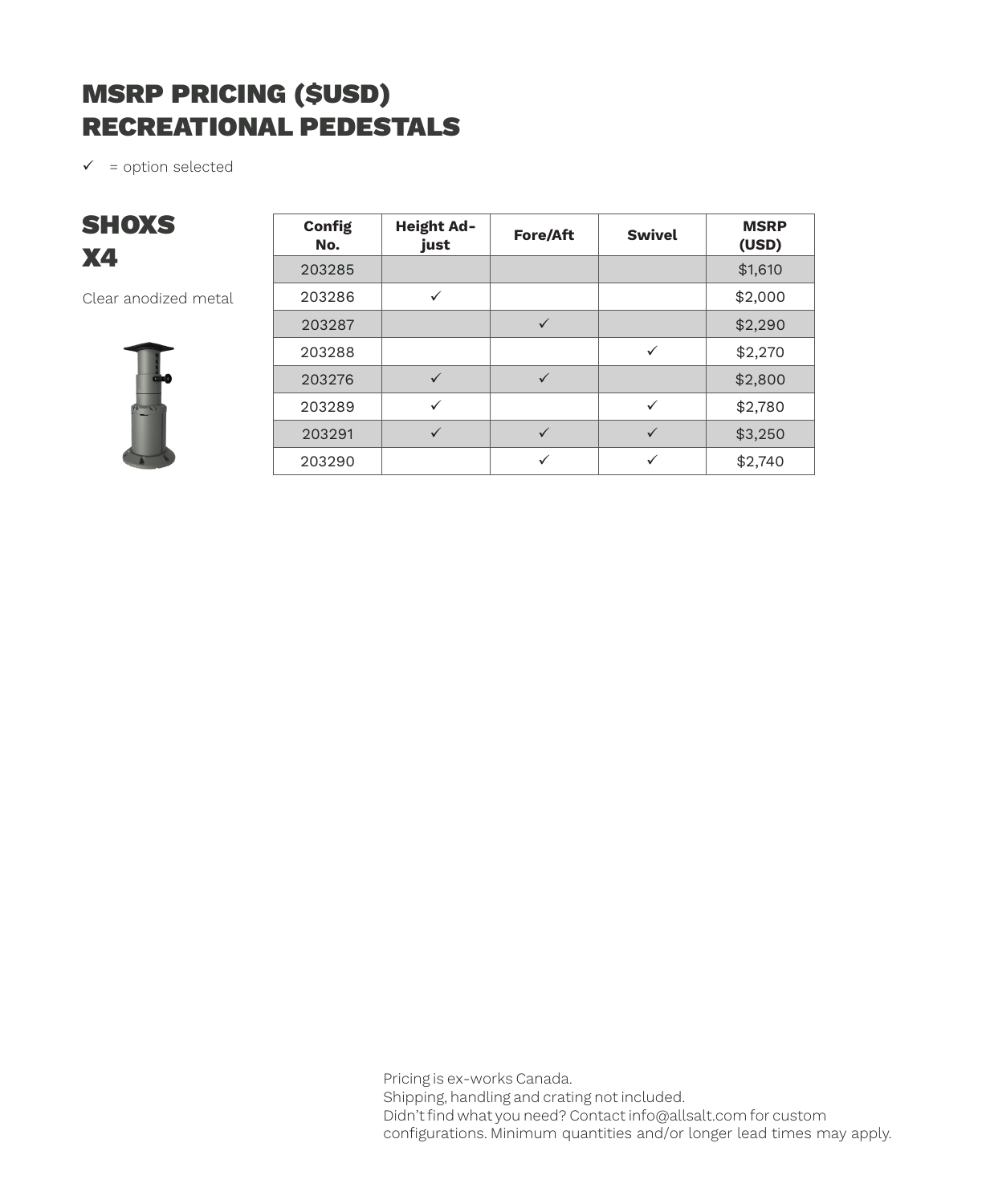# MSRP PRICING ($USD) RECREATIONAL PEDESTALS

✓ = option selected

## SHOXS X4

Clear anodized metal

| Config No. | Height Adjust | Fore/Aft | Swivel | MSRP (USD) |
|---|---|---|---|---|
| 203285 | | | | $1,610 |
| 203286 | ✓ | | | $2,000 |
| 203287 | | ✓ | | $2,290 |
| 203288 | | | ✓ | $2,270 |
| 203276 | ✓ | ✓ | | $2,800 |
| 203289 | ✓ | | ✓ | $2,780 |
| 203291 | ✓ | ✓ | ✓ | $3,250 |
| 203290 | | ✓ | ✓ | $2,740 |

Pricing is ex-works Canada.
Shipping, handling and crating not included.
Didn't find what you need? Contact info@allsalt.com for custom configurations. Minimum quantities and/or longer lead times may apply.